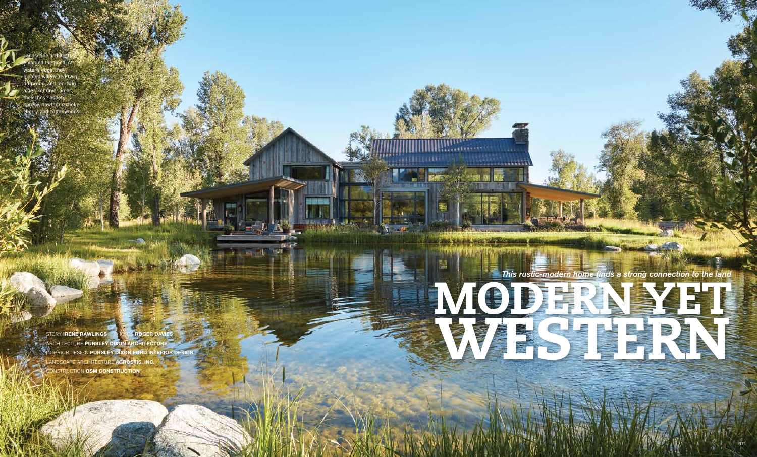# MODERN YET WESTERN

*This rustic-modern home finds a strong connection to the land*

STORY **IRENE RAWLINGS** PHOTOS **ROGER DAVIES**
ARCHITECTURE **PURSLEY DIXON ARCHITECTURE**
INTERIOR DESIGN **PURSLEY DIXON FORD INTERIOR DESIGN**
LANDSCAPE ARCHITECTURE **AGROSTIS, INC.**
CONSTRUCTION **OSM CONSTRUCTION**

Landscape architects enlarged the pond. At water's edge, they planted willow, red-twig dogwood, and red-twig alder. For dryer areas, they chose aspen, spruce, hawthorn, choke cherry, and cottonwoods.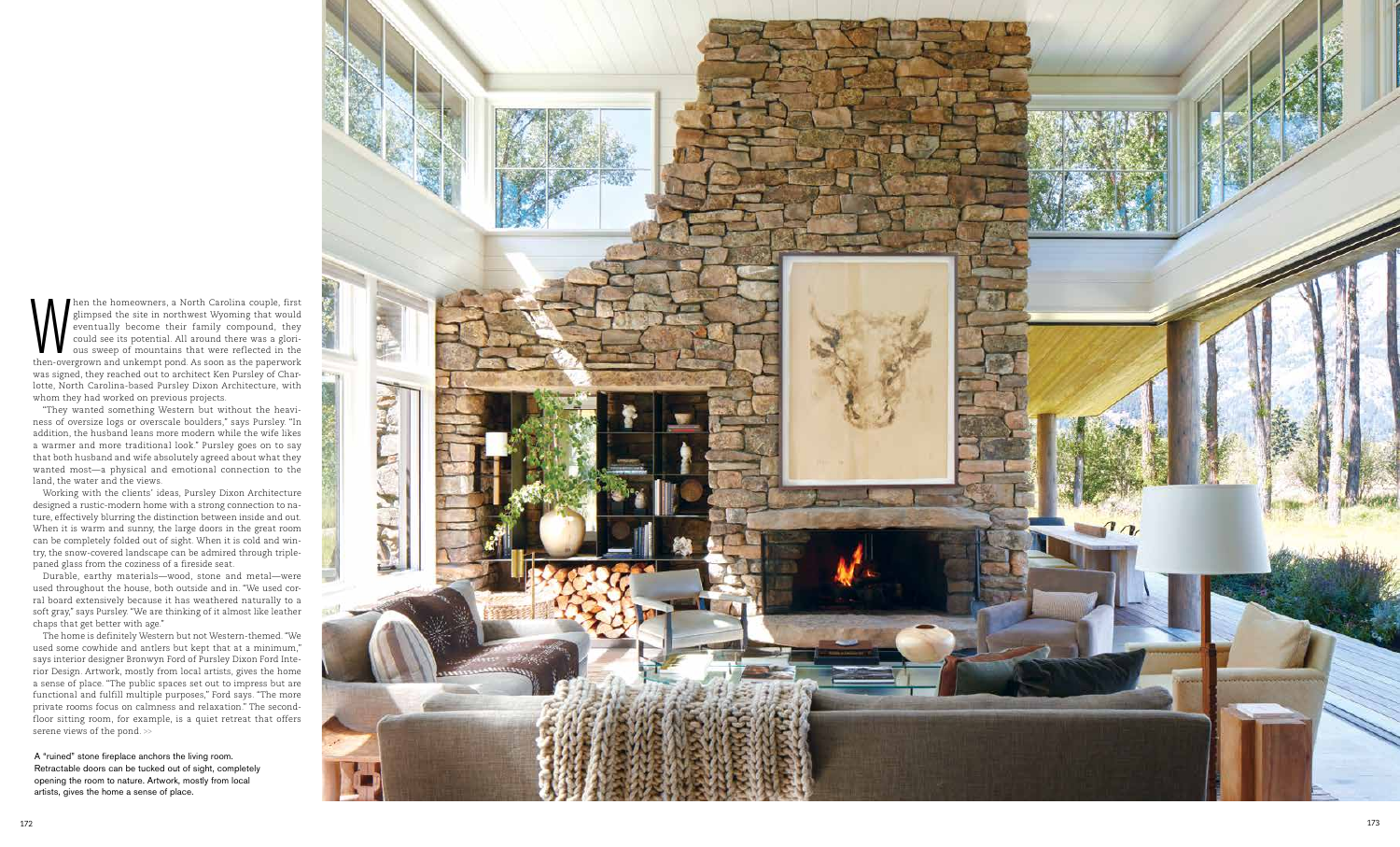When the homeowners, a North Carolina couple, first glimpsed the site in northwest Wyoming that would eventually become their family compound, they could see its potential. All around there was a glorious sweep of mountains that were reflected in the then-overgrown and unkempt pond. As soon as the paperwork was signed, they reached out to architect Ken Pursley of Charlotte, North Carolina-based Pursley Dixon Architecture, with whom they had worked on previous projects.

"They wanted something Western but without the heaviness of oversize logs or overscale boulders," says Pursley. "In addition, the husband leans more modern while the wife likes a warmer and more traditional look." Pursley goes on to say that both husband and wife absolutely agreed about what they wanted most—a physical and emotional connection to the land, the water and the views.

Working with the clients' ideas, Pursley Dixon Architecture designed a rustic-modern home with a strong connection to nature, effectively blurring the distinction between inside and out. When it is warm and sunny, the large doors in the great room can be completely folded out of sight. When it is cold and wintry, the snow-covered landscape can be admired through triple-paned glass from the coziness of a fireside seat.

Durable, earthy materials—wood, stone and metal—were used throughout the house, both outside and in. "We used coral board extensively because it has weathered naturally to a soft gray," says Pursley. "We are thinking of it almost like leather chaps that get better with age."

The home is definitely Western but not Western-themed. "We used some cowhide and antlers but kept that at a minimum," says interior designer Bronwyn Ford of Pursley Dixon Ford Interior Design. Artwork, mostly from local artists, gives the home a sense of place. "The public spaces set out to impress but are functional and fulfill multiple purposes," Ford says. "The more private rooms focus on calmness and relaxation." The second-floor sitting room, for example, is a quiet retreat that offers serene views of the pond. >>

A "ruined" stone fireplace anchors the living room. Retractable doors can be tucked out of sight, completely opening the room to nature. Artwork, mostly from local artists, gives the home a sense of place.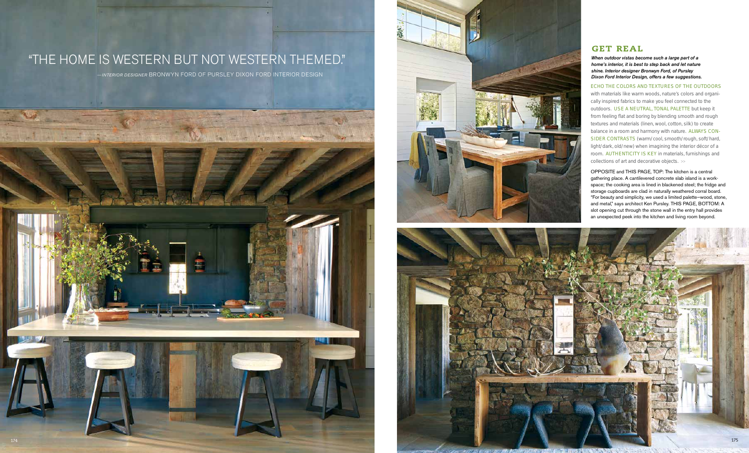"THE HOME IS WESTERN BUT NOT WESTERN THEMED."

—*INTERIOR DESIGNER* BRONWYN FORD OF PURSLEY DIXON FORD INTERIOR DESIGN

## GET REAL

***When outdoor vistas become such a large part of a home's interior, it is best to step back and let nature shine. Interior designer Bronwyn Ford, of Pursley Dixon Ford Interior Design, offers a few suggestions.***

ECHO THE COLORS AND TEXTURES OF THE OUTDOORS with materials like warm woods, nature's colors and organically inspired fabrics to make you feel connected to the outdoors. USE A NEUTRAL, TONAL PALETTE but keep it from feeling flat and boring by blending smooth and rough textures and materials (linen, wool, cotton, silk) to create balance in a room and harmony with nature. ALWAYS CONSIDER CONTRASTS (warm/cool, smooth/rough, soft/hard, light/dark, old/new) when imagining the interior décor of a room. AUTHENTICITY IS KEY in materials, furnishings and collections of art and decorative objects. >>

OPPOSITE and THIS PAGE, TOP: The kitchen is a central gathering place. A cantilevered concrete slab island is a workspace; the cooking area is lined in blackened steel; the fridge and storage cupboards are clad in naturally weathered corral board. "For beauty and simplicity, we used a limited palette—wood, stone, and metal," says architect Ken Pursley. THIS PAGE, BOTTOM: A slot opening cut through the stone wall in the entry hall provides an unexpected peek into the kitchen and living room beyond.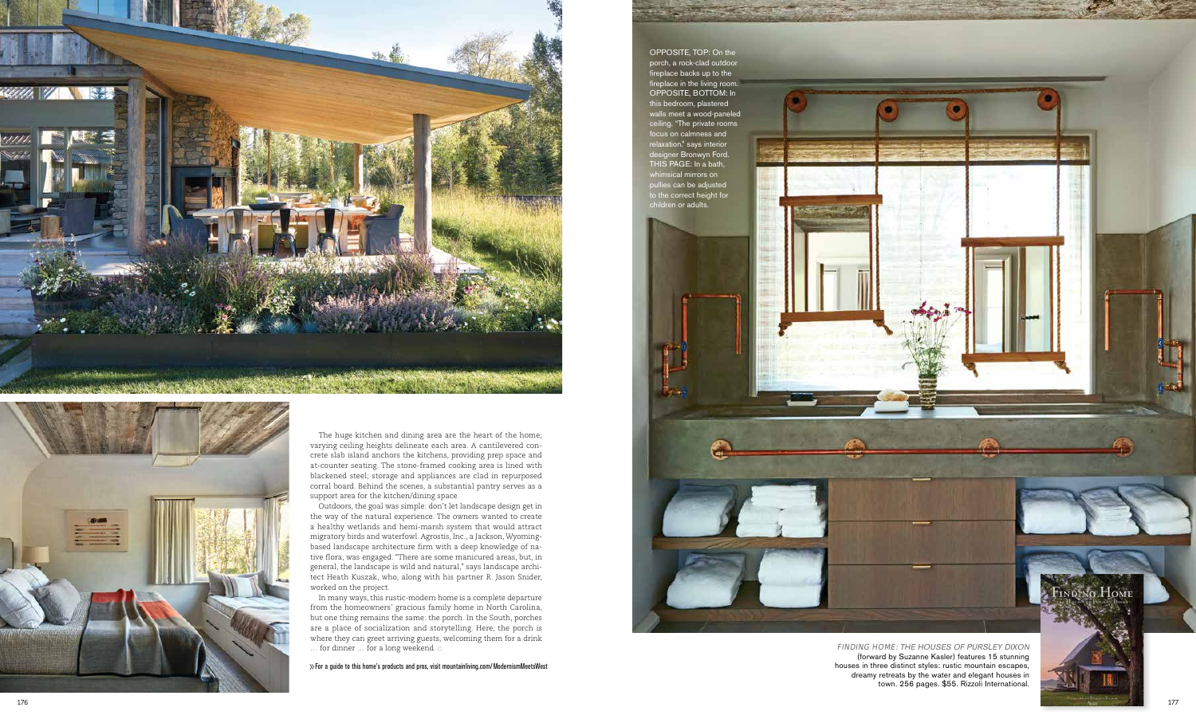OPPOSITE, TOP: On the porch, a rock-clad outdoor fireplace backs up to the fireplace in the living room. OPPOSITE, BOTTOM: In this bedroom, plastered walls meet a wood-paneled ceiling. "The private rooms focus on calmness and relaxation," says interior designer Bronwyn Ford. THIS PAGE: In a bath, whimsical mirrors on pullies can be adjusted to the correct height for children or adults.

The huge kitchen and dining area are the heart of the home; varying ceiling heights delineate each area. A cantilevered concrete slab island anchors the kitchens, providing prep space and at-counter seating. The stone-framed cooking area is lined with blackened steel; storage and appliances are clad in repurposed corral board. Behind the scenes, a substantial pantry serves as a support area for the kitchen/dining space.

Outdoors, the goal was simple: don't let landscape design get in the way of the natural experience. The owners wanted to create a healthy wetlands and hemi-marsh system that would attract migratory birds and waterfowl. Agrostis, Inc., a Jackson, Wyoming-based landscape architecture firm with a deep knowledge of native flora, was engaged. "There are some manicured areas, but, in general, the landscape is wild and natural," says landscape architect Heath Kuszak, who, along with his partner R. Jason Snider, worked on the project.

In many ways, this rustic-modern home is a complete departure from the homeowners' gracious family home in North Carolina, but one thing remains the same: the porch. In the South, porches are a place of socialization and storytelling. Here, the porch is where they can greet arriving guests, welcoming them for a drink … for dinner … for a long weekend.

» For a guide to this home's products and pros, visit mountainliving.com/ModernismMeetsWest

*FINDING HOME: THE HOUSES OF PURSLEY DIXON* (forward by Suzanne Kasler) features 15 stunning houses in three distinct styles: rustic mountain escapes, dreamy retreats by the water and elegant houses in town. 256 pages. $55. Rizzoli International.